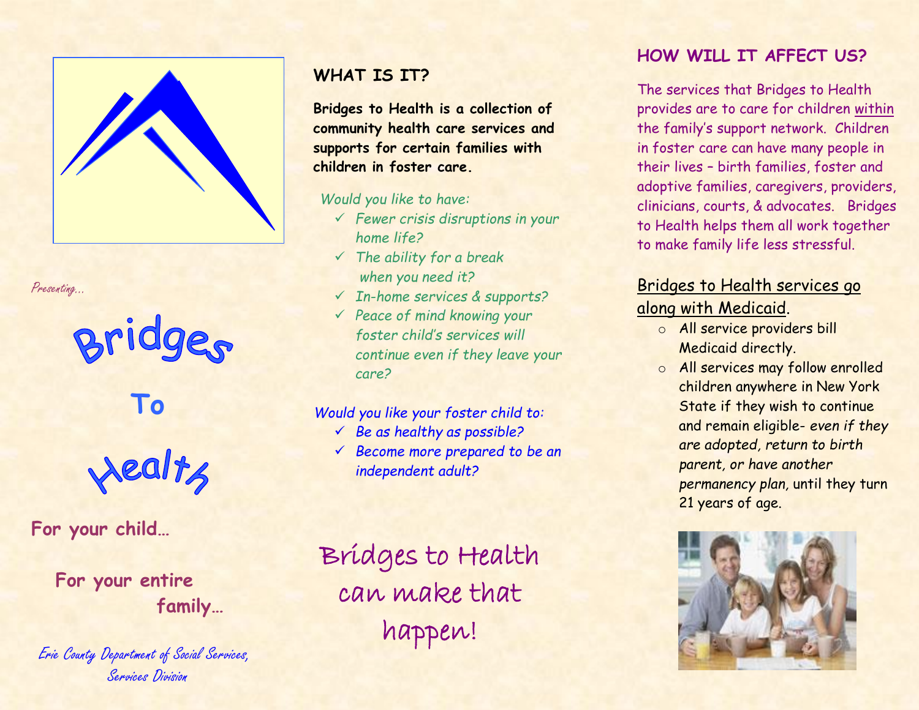*Presenting…*

# Bridges To Health

**For your child…**

**For your entire family…**

*Erie County Department of Social Services, Services Division*

## WHAT IS IT?

**Bridges to Health is a collection of community health care services and supports for certain families with children in foster care.**

*Would you like to have:*

- ✓ *Fewer crisis disruptions in your home life?*
- ✓ *The ability for a break when you need it?*
- ✓ *In-home services & supports?*
- ✓ *Peace of mind knowing your foster child's services will continue even if they leave your care?*

*Would you like your foster child to:*

- ✓ *Be as healthy as possible?*
- ✓ *Become more prepared to be an independent adult?*

Bridges to Health can make that happen!

## HOW WILL IT AFFECT US?

The services that Bridges to Health provides are to care for children within the family's support network. Children in foster care can have many people in their lives – birth families, foster and adoptive families, caregivers, providers, clinicians, courts, & advocates. Bridges to Health helps them all work together to make family life less stressful.

### Bridges to Health services go along with Medicaid.

- All service providers bill Medicaid directly.
- All services may follow enrolled children anywhere in New York State if they wish to continue and remain eligible- *even if they are adopted, return to birth parent, or have another permanency plan*, until they turn 21 years of age.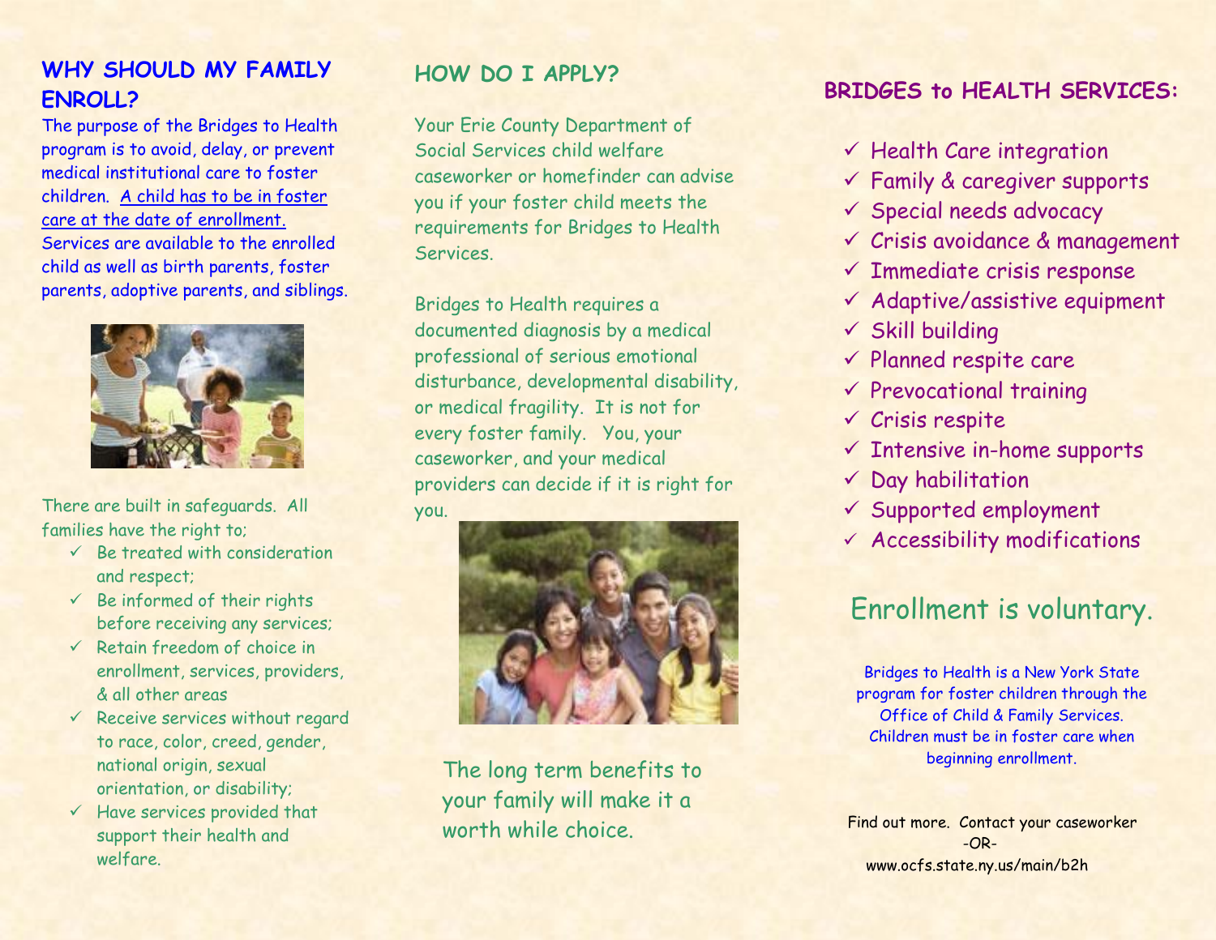## WHY SHOULD MY FAMILY ENROLL?

The purpose of the Bridges to Health program is to avoid, delay, or prevent medical institutional care to foster children. A child has to be in foster care at the date of enrollment. Services are available to the enrolled child as well as birth parents, foster parents, adoptive parents, and siblings.

There are built in safeguards. All families have the right to;

- ✓ Be treated with consideration and respect;
- ✓ Be informed of their rights before receiving any services;
- ✓ Retain freedom of choice in enrollment, services, providers, & all other areas
- ✓ Receive services without regard to race, color, creed, gender, national origin, sexual orientation, or disability;
- ✓ Have services provided that support their health and welfare.

## HOW DO I APPLY?

Your Erie County Department of Social Services child welfare caseworker or homefinder can advise you if your foster child meets the requirements for Bridges to Health Services.

Bridges to Health requires a documented diagnosis by a medical professional of serious emotional disturbance, developmental disability, or medical fragility. It is not for every foster family. You, your caseworker, and your medical providers can decide if it is right for you.

The long term benefits to your family will make it a worth while choice.

## BRIDGES to HEALTH SERVICES:

- ✓ Health Care integration
- ✓ Family & caregiver supports
- ✓ Special needs advocacy
- ✓ Crisis avoidance & management
- ✓ Immediate crisis response
- ✓ Adaptive/assistive equipment
- ✓ Skill building
- ✓ Planned respite care
- ✓ Prevocational training
- ✓ Crisis respite
- ✓ Intensive in-home supports
- ✓ Day habilitation
- ✓ Supported employment
- ✓ Accessibility modifications

### Enrollment is voluntary.

Bridges to Health is a New York State program for foster children through the Office of Child & Family Services. Children must be in foster care when beginning enrollment.

Find out more. Contact your caseworker
-OR-
www.ocfs.state.ny.us/main/b2h